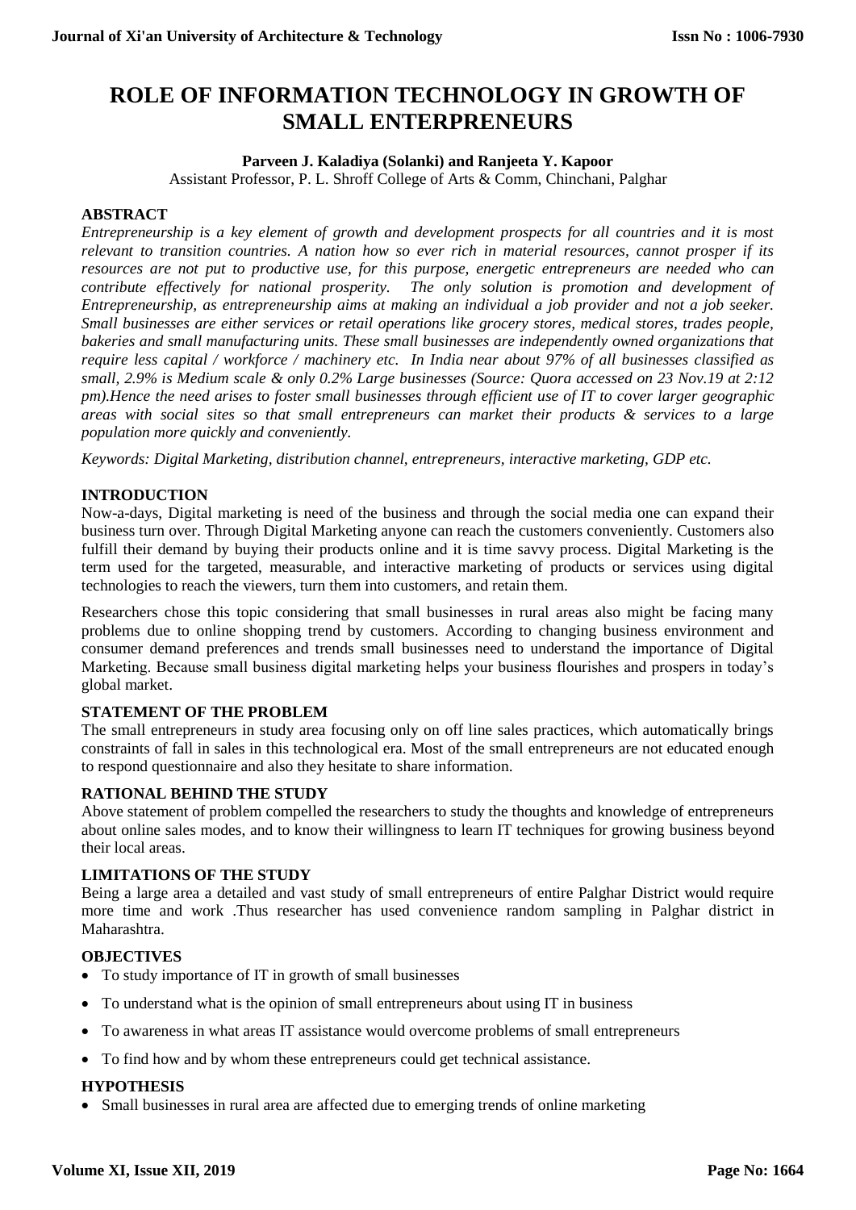# ROLE OF INFORMATION TECHNOLOGY IN GROWTH OF SMALL ENTERPRENEURS

**Parveen J. Kaladiya (Solanki) and Ranjeeta Y. Kapoor**

Assistant Professor, P. L. Shroff College of Arts & Comm, Chinchani, Palghar

## ABSTRACT

*Entrepreneurship is a key element of growth and development prospects for all countries and it is most relevant to transition countries. A nation how so ever rich in material resources, cannot prosper if its resources are not put to productive use, for this purpose, energetic entrepreneurs are needed who can contribute effectively for national prosperity. The only solution is promotion and development of Entrepreneurship, as entrepreneurship aims at making an individual a job provider and not a job seeker. Small businesses are either services or retail operations like grocery stores, medical stores, trades people, bakeries and small manufacturing units. These small businesses are independently owned organizations that require less capital / workforce / machinery etc. In India near about 97% of all businesses classified as small, 2.9% is Medium scale & only 0.2% Large businesses (Source: Quora accessed on 23 Nov.19 at 2:12 pm).Hence the need arises to foster small businesses through efficient use of IT to cover larger geographic areas with social sites so that small entrepreneurs can market their products & services to a large population more quickly and conveniently.*

*Keywords: Digital Marketing, distribution channel, entrepreneurs, interactive marketing, GDP etc.*

## INTRODUCTION

Now-a-days, Digital marketing is need of the business and through the social media one can expand their business turn over. Through Digital Marketing anyone can reach the customers conveniently. Customers also fulfill their demand by buying their products online and it is time savvy process. Digital Marketing is the term used for the targeted, measurable, and interactive marketing of products or services using digital technologies to reach the viewers, turn them into customers, and retain them.

Researchers chose this topic considering that small businesses in rural areas also might be facing many problems due to online shopping trend by customers. According to changing business environment and consumer demand preferences and trends small businesses need to understand the importance of Digital Marketing. Because small business digital marketing helps your business flourishes and prospers in today's global market.

## STATEMENT OF THE PROBLEM

The small entrepreneurs in study area focusing only on off line sales practices, which automatically brings constraints of fall in sales in this technological era. Most of the small entrepreneurs are not educated enough to respond questionnaire and also they hesitate to share information.

## RATIONAL BEHIND THE STUDY

Above statement of problem compelled the researchers to study the thoughts and knowledge of entrepreneurs about online sales modes, and to know their willingness to learn IT techniques for growing business beyond their local areas.

## LIMITATIONS OF THE STUDY

Being a large area a detailed and vast study of small entrepreneurs of entire Palghar District would require more time and work .Thus researcher has used convenience random sampling in Palghar district in Maharashtra.

## OBJECTIVES

- To study importance of IT in growth of small businesses
- To understand what is the opinion of small entrepreneurs about using IT in business
- To awareness in what areas IT assistance would overcome problems of small entrepreneurs
- To find how and by whom these entrepreneurs could get technical assistance.

## HYPOTHESIS

- Small businesses in rural area are affected due to emerging trends of online marketing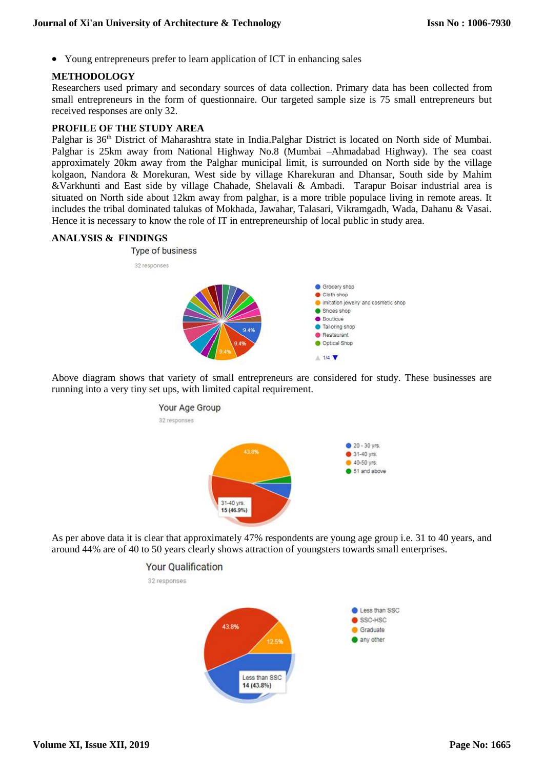- Young entrepreneurs prefer to learn application of ICT in enhancing sales

## METHODOLOGY

Researchers used primary and secondary sources of data collection. Primary data has been collected from small entrepreneurs in the form of questionnaire. Our targeted sample size is 75 small entrepreneurs but received responses are only 32.

## PROFILE OF THE STUDY AREA

Palghar is 36th District of Maharashtra state in India.Palghar District is located on North side of Mumbai. Palghar is 25km away from National Highway No.8 (Mumbai –Ahmadabad Highway). The sea coast approximately 20km away from the Palghar municipal limit, is surrounded on North side by the village kolgaon, Nandora & Morekuran, West side by village Kharekuran and Dhansar, South side by Mahim &Varkhunti and East side by village Chahade, Shelavali & Ambadi. Tarapur Boisar industrial area is situated on North side about 12km away from palghar, is a more trible populace living in remote areas. It includes the tribal dominated talukas of Mokhada, Jawahar, Talasari, Vikramgadh, Wada, Dahanu & Vasai. Hence it is necessary to know the role of IT in entrepreneurship of local public in study area.

## ANALYSIS & FINDINGS

Type of business

32 responses

- Grocery shop
- Cloth shop
- imitation jewelry and cosmetic shop
- Shoes shop
- Boutique
- Tailoring shop
- Restaurant
- Optical Shop

9.4% | 9.4% | 9.4%

Above diagram shows that variety of small entrepreneurs are considered for study. These businesses are running into a very tiny set ups, with limited capital requirement.

Your Age Group

32 responses

- 20 - 30 yrs.
- 31-40 yrs.
- 40-50 yrs.
- 51 and above

43.8% | 31-40 yrs. 15 (46.9%)

As per above data it is clear that approximately 47% respondents are young age group i.e. 31 to 40 years, and around 44% are of 40 to 50 years clearly shows attraction of youngsters towards small enterprises.

Your Qualification

32 responses

- Less than SSC
- SSC-HSC
- Graduate
- any other

43.8% | 12.5% | Less than SSC 14 (43.8%)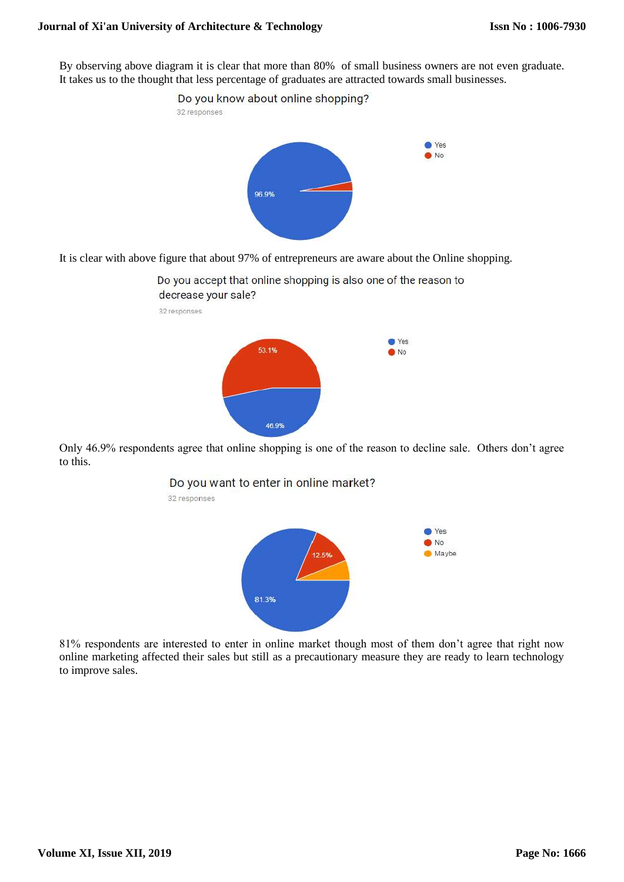By observing above diagram it is clear that more than 80% of small business owners are not even graduate. It takes us to the thought that less percentage of graduates are attracted towards small businesses.

Do you know about online shopping?

32 responses

- Yes: 96.9%
- No

It is clear with above figure that about 97% of entrepreneurs are aware about the Online shopping.

Do you accept that online shopping is also one of the reason to decrease your sale?

32 responses

- Yes: 46.9%
- No: 53.1%

Only 46.9% respondents agree that online shopping is one of the reason to decline sale. Others don't agree to this.

Do you want to enter in online market?

32 responses

- Yes: 81.3%
- No: 12.5%
- Maybe

81% respondents are interested to enter in online market though most of them don't agree that right now online marketing affected their sales but still as a precautionary measure they are ready to learn technology to improve sales.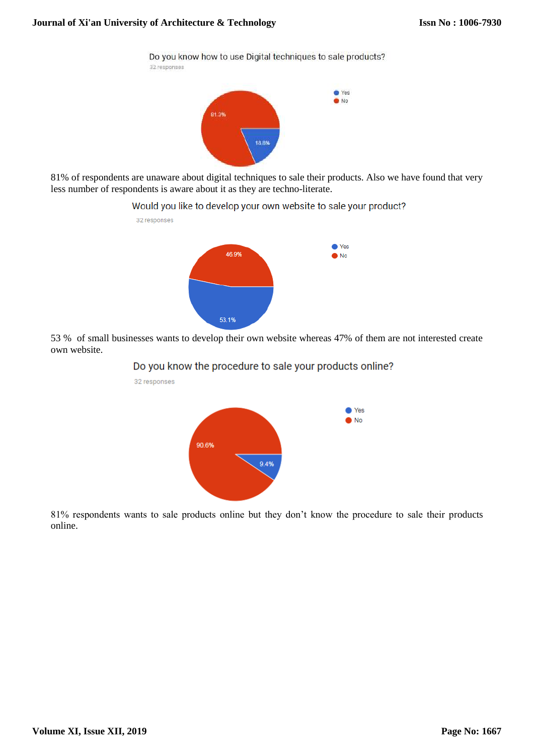Do you know how to use Digital techniques to sale products?

32 responses

- Yes: 18.8%
- No: 81.3%

81% of respondents are unaware about digital techniques to sale their products. Also we have found that very less number of respondents is aware about it as they are techno-literate.

Would you like to develop your own website to sale your product?

32 responses

- Yes: 53.1%
- No: 46.9%

53 % of small businesses wants to develop their own website whereas 47% of them are not interested create own website.

Do you know the procedure to sale your products online?

32 responses

- Yes: 9.4%
- No: 90.6%

81% respondents wants to sale products online but they don't know the procedure to sale their products online.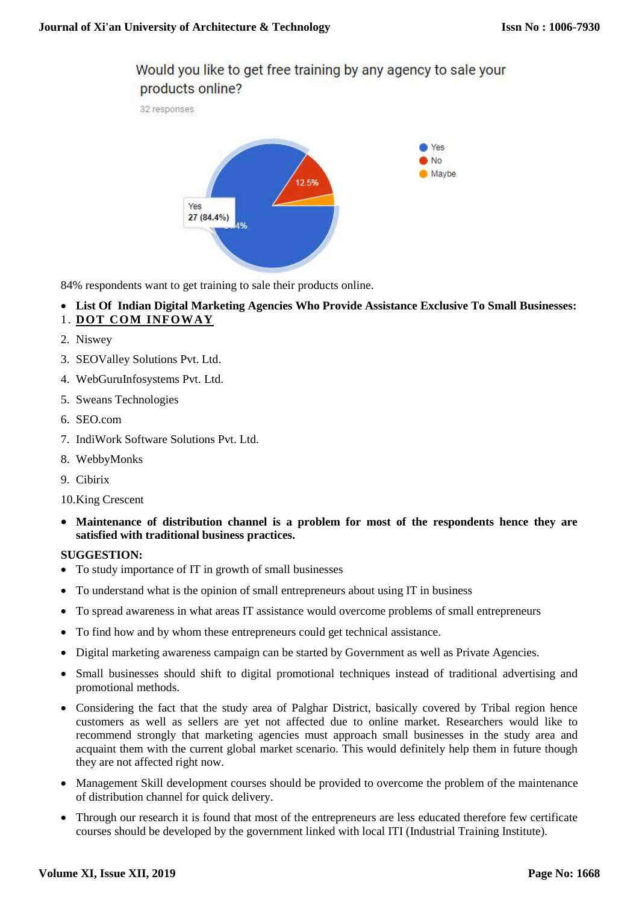Would you like to get free training by any agency to sale your products online?

32 responses

- Yes: 27 (84.4%)
- No: 12.5%
- Maybe

84% respondents want to get training to sale their products online.

- **List Of Indian Digital Marketing Agencies Who Provide Assistance Exclusive To Small Businesses:**

1. **DOT COM INFOWAY**
2. Niswey
3. SEOValley Solutions Pvt. Ltd.
4. WebGuruInfosystems Pvt. Ltd.
5. Sweans Technologies
6. SEO.com
7. IndiWork Software Solutions Pvt. Ltd.
8. WebbyMonks
9. Cibirix
10. King Crescent

- **Maintenance of distribution channel is a problem for most of the respondents hence they are satisfied with traditional business practices.**

**SUGGESTION:**

- To study importance of IT in growth of small businesses
- To understand what is the opinion of small entrepreneurs about using IT in business
- To spread awareness in what areas IT assistance would overcome problems of small entrepreneurs
- To find how and by whom these entrepreneurs could get technical assistance.
- Digital marketing awareness campaign can be started by Government as well as Private Agencies.
- Small businesses should shift to digital promotional techniques instead of traditional advertising and promotional methods.
- Considering the fact that the study area of Palghar District, basically covered by Tribal region hence customers as well as sellers are yet not affected due to online market. Researchers would like to recommend strongly that marketing agencies must approach small businesses in the study area and acquaint them with the current global market scenario. This would definitely help them in future though they are not affected right now.
- Management Skill development courses should be provided to overcome the problem of the maintenance of distribution channel for quick delivery.
- Through our research it is found that most of the entrepreneurs are less educated therefore few certificate courses should be developed by the government linked with local ITI (Industrial Training Institute).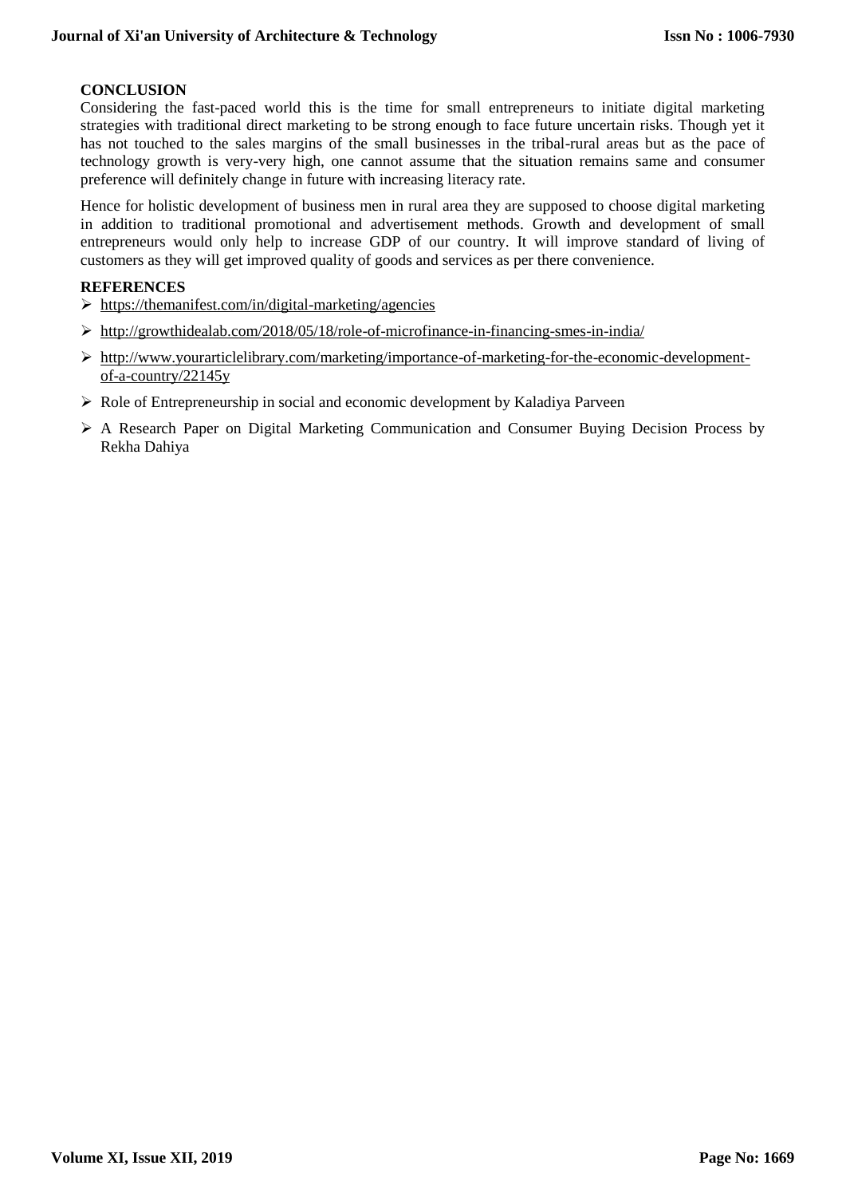## CONCLUSION

Considering the fast-paced world this is the time for small entrepreneurs to initiate digital marketing strategies with traditional direct marketing to be strong enough to face future uncertain risks. Though yet it has not touched to the sales margins of the small businesses in the tribal-rural areas but as the pace of technology growth is very-very high, one cannot assume that the situation remains same and consumer preference will definitely change in future with increasing literacy rate.

Hence for holistic development of business men in rural area they are supposed to choose digital marketing in addition to traditional promotional and advertisement methods. Growth and development of small entrepreneurs would only help to increase GDP of our country. It will improve standard of living of customers as they will get improved quality of goods and services as per there convenience.

## REFERENCES

- https://themanifest.com/in/digital-marketing/agencies
- http://growthidealab.com/2018/05/18/role-of-microfinance-in-financing-smes-in-india/
- http://www.yourarticlelibrary.com/marketing/importance-of-marketing-for-the-economic-development-of-a-country/22145y
- Role of Entrepreneurship in social and economic development by Kaladiya Parveen
- A Research Paper on Digital Marketing Communication and Consumer Buying Decision Process by Rekha Dahiya